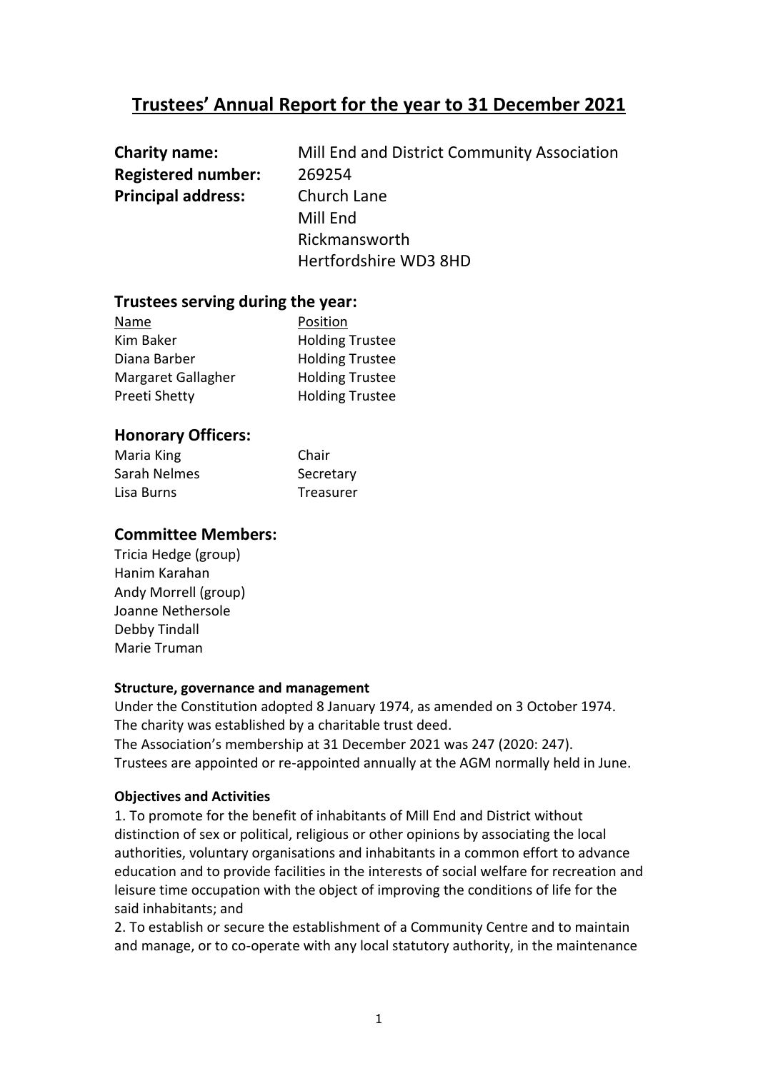# Trustees' Annual Report for the year to 31 December 2021

**Charity name:** Mill End and District Community Association
**Registered number:** 269254
**Principal address:** Church Lane
Mill End
Rickmansworth
Hertfordshire WD3 8HD

## Trustees serving during the year:

| Name | Position |
|---|---|
| Kim Baker | Holding Trustee |
| Diana Barber | Holding Trustee |
| Margaret Gallagher | Holding Trustee |
| Preeti Shetty | Holding Trustee |

## Honorary Officers:

| | |
|---|---|
| Maria King | Chair |
| Sarah Nelmes | Secretary |
| Lisa Burns | Treasurer |

## Committee Members:

Tricia Hedge (group)
Hanim Karahan
Andy Morrell (group)
Joanne Nethersole
Debby Tindall
Marie Truman

**Structure, governance and management**

Under the Constitution adopted 8 January 1974, as amended on 3 October 1974.
The charity was established by a charitable trust deed.
The Association's membership at 31 December 2021 was 247 (2020: 247).
Trustees are appointed or re-appointed annually at the AGM normally held in June.

**Objectives and Activities**

1. To promote for the benefit of inhabitants of Mill End and District without distinction of sex or political, religious or other opinions by associating the local authorities, voluntary organisations and inhabitants in a common effort to advance education and to provide facilities in the interests of social welfare for recreation and leisure time occupation with the object of improving the conditions of life for the said inhabitants; and

2. To establish or secure the establishment of a Community Centre and to maintain and manage, or to co-operate with any local statutory authority, in the maintenance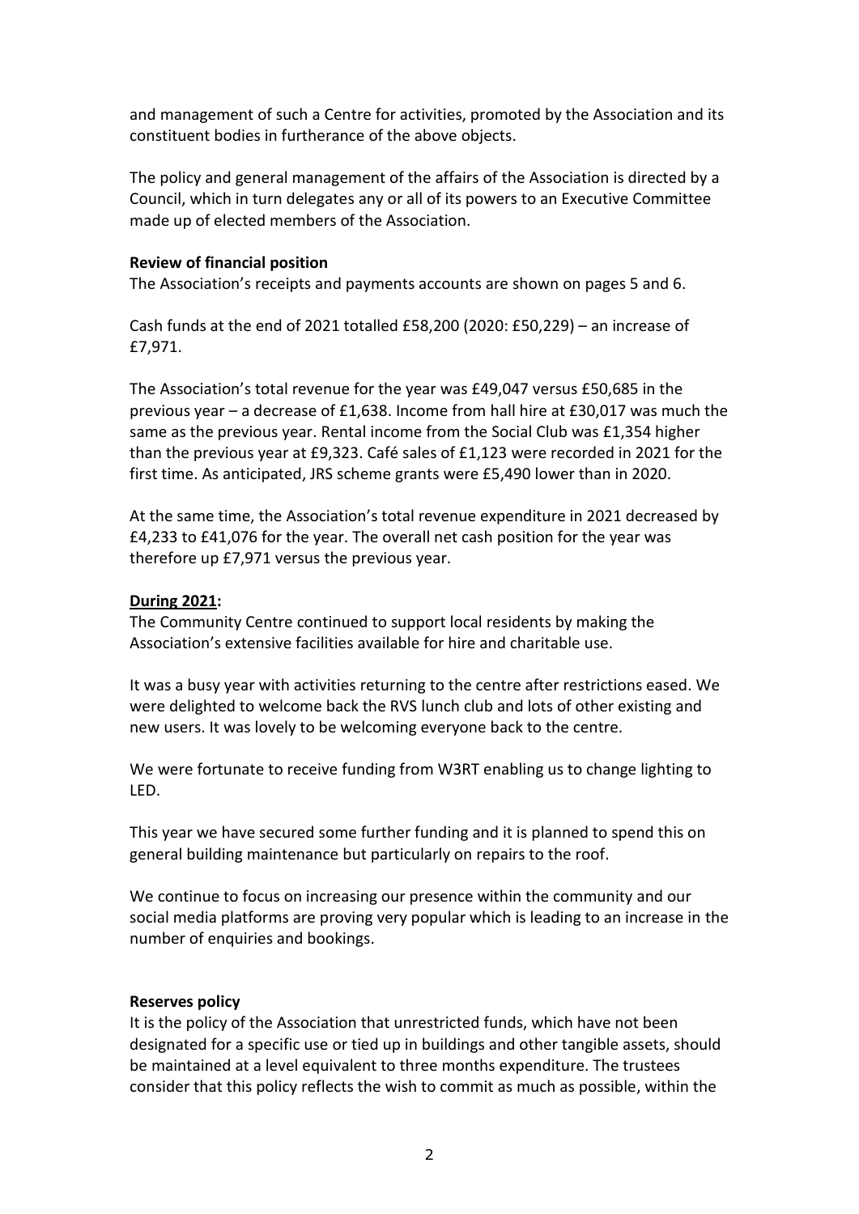and management of such a Centre for activities, promoted by the Association and its constituent bodies in furtherance of the above objects.

The policy and general management of the affairs of the Association is directed by a Council, which in turn delegates any or all of its powers to an Executive Committee made up of elected members of the Association.

**Review of financial position**

The Association's receipts and payments accounts are shown on pages 5 and 6.

Cash funds at the end of 2021 totalled £58,200 (2020: £50,229) – an increase of £7,971.

The Association's total revenue for the year was £49,047 versus £50,685 in the previous year – a decrease of £1,638. Income from hall hire at £30,017 was much the same as the previous year. Rental income from the Social Club was £1,354 higher than the previous year at £9,323. Café sales of £1,123 were recorded in 2021 for the first time. As anticipated, JRS scheme grants were £5,490 lower than in 2020.

At the same time, the Association's total revenue expenditure in 2021 decreased by £4,233 to £41,076 for the year. The overall net cash position for the year was therefore up £7,971 versus the previous year.

**During 2021:**

The Community Centre continued to support local residents by making the Association's extensive facilities available for hire and charitable use.

It was a busy year with activities returning to the centre after restrictions eased. We were delighted to welcome back the RVS lunch club and lots of other existing and new users. It was lovely to be welcoming everyone back to the centre.

We were fortunate to receive funding from W3RT enabling us to change lighting to LED.

This year we have secured some further funding and it is planned to spend this on general building maintenance but particularly on repairs to the roof.

We continue to focus on increasing our presence within the community and our social media platforms are proving very popular which is leading to an increase in the number of enquiries and bookings.

**Reserves policy**

It is the policy of the Association that unrestricted funds, which have not been designated for a specific use or tied up in buildings and other tangible assets, should be maintained at a level equivalent to three months expenditure. The trustees consider that this policy reflects the wish to commit as much as possible, within the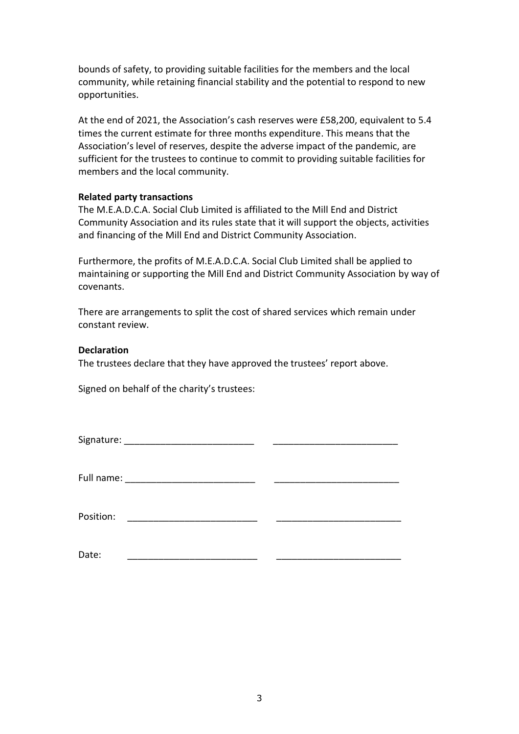bounds of safety, to providing suitable facilities for the members and the local community, while retaining financial stability and the potential to respond to new opportunities.

At the end of 2021, the Association's cash reserves were £58,200, equivalent to 5.4 times the current estimate for three months expenditure. This means that the Association's level of reserves, despite the adverse impact of the pandemic, are sufficient for the trustees to continue to commit to providing suitable facilities for members and the local community.

**Related party transactions**

The M.E.A.D.C.A. Social Club Limited is affiliated to the Mill End and District Community Association and its rules state that it will support the objects, activities and financing of the Mill End and District Community Association.

Furthermore, the profits of M.E.A.D.C.A. Social Club Limited shall be applied to maintaining or supporting the Mill End and District Community Association by way of covenants.

There are arrangements to split the cost of shared services which remain under constant review.

**Declaration**

The trustees declare that they have approved the trustees' report above.

Signed on behalf of the charity's trustees:

Signature: _________________________ _________________________

Full name: _________________________ _________________________

Position: _________________________ _________________________

Date: _________________________ _________________________